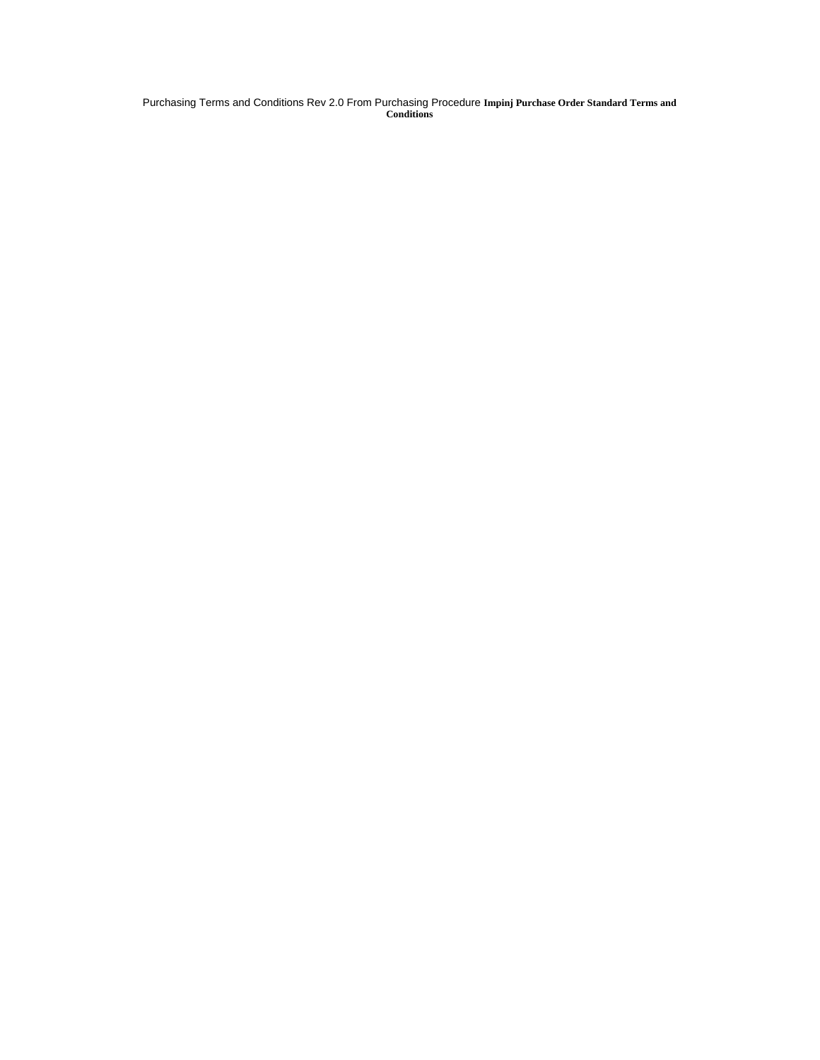Purchasing Terms and Conditions Rev 2.0 From Purchasing Procedure **Impinj Purchase Order Standard Terms and Conditions**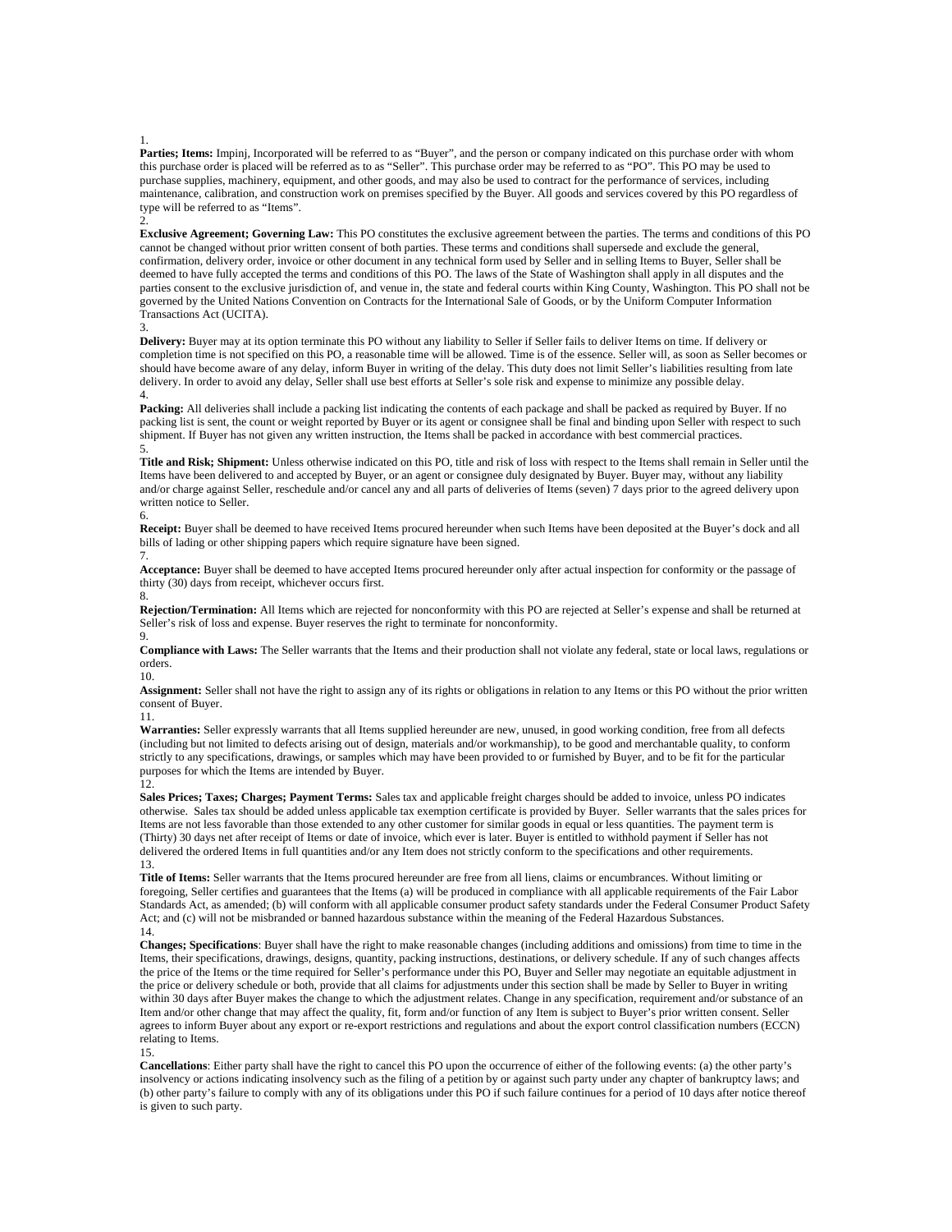1.

**Parties; Items:** Impinj, Incorporated will be referred to as "Buyer", and the person or company indicated on this purchase order with whom this purchase order is placed will be referred as to as "Seller". This purchase order may be referred to as "PO". This PO may be used to purchase supplies, machinery, equipment, and other goods, and may also be used to contract for the performance of services, including maintenance, calibration, and construction work on premises specified by the Buyer. All goods and services covered by this PO regardless of type will be referred to as "Items".

2.

**Exclusive Agreement; Governing Law:** This PO constitutes the exclusive agreement between the parties. The terms and conditions of this PO cannot be changed without prior written consent of both parties. These terms and conditions shall supersede and exclude the general, confirmation, delivery order, invoice or other document in any technical form used by Seller and in selling Items to Buyer, Seller shall be deemed to have fully accepted the terms and conditions of this PO. The laws of the State of Washington shall apply in all disputes and the parties consent to the exclusive jurisdiction of, and venue in, the state and federal courts within King County, Washington. This PO shall not be governed by the United Nations Convention on Contracts for the International Sale of Goods, or by the Uniform Computer Information Transactions Act (UCITA).

3.

**Delivery:** Buyer may at its option terminate this PO without any liability to Seller if Seller fails to deliver Items on time. If delivery or completion time is not specified on this PO, a reasonable time will be allowed. Time is of the essence. Seller will, as soon as Seller becomes or should have become aware of any delay, inform Buyer in writing of the delay. This duty does not limit Seller's liabilities resulting from late delivery. In order to avoid any delay, Seller shall use best efforts at Seller's sole risk and expense to minimize any possible delay.

4.

**Packing:** All deliveries shall include a packing list indicating the contents of each package and shall be packed as required by Buyer. If no packing list is sent, the count or weight reported by Buyer or its agent or consignee shall be final and binding upon Seller with respect to such shipment. If Buyer has not given any written instruction, the Items shall be packed in accordance with best commercial practices.

5.

**Title and Risk; Shipment:** Unless otherwise indicated on this PO, title and risk of loss with respect to the Items shall remain in Seller until the Items have been delivered to and accepted by Buyer, or an agent or consignee duly designated by Buyer. Buyer may, without any liability and/or charge against Seller, reschedule and/or cancel any and all parts of deliveries of Items (seven) 7 days prior to the agreed delivery upon written notice to Seller.

6.

**Receipt:** Buyer shall be deemed to have received Items procured hereunder when such Items have been deposited at the Buyer's dock and all bills of lading or other shipping papers which require signature have been signed.

7.

**Acceptance:** Buyer shall be deemed to have accepted Items procured hereunder only after actual inspection for conformity or the passage of thirty (30) days from receipt, whichever occurs first.

8.

**Rejection/Termination:** All Items which are rejected for nonconformity with this PO are rejected at Seller's expense and shall be returned at Seller's risk of loss and expense. Buyer reserves the right to terminate for nonconformity.

9.

**Compliance with Laws:** The Seller warrants that the Items and their production shall not violate any federal, state or local laws, regulations or orders.

10.

**Assignment:** Seller shall not have the right to assign any of its rights or obligations in relation to any Items or this PO without the prior written consent of Buyer.

11.

**Warranties:** Seller expressly warrants that all Items supplied hereunder are new, unused, in good working condition, free from all defects (including but not limited to defects arising out of design, materials and/or workmanship), to be good and merchantable quality, to conform strictly to any specifications, drawings, or samples which may have been provided to or furnished by Buyer, and to be fit for the particular purposes for which the Items are intended by Buyer.

12.

**Sales Prices; Taxes; Charges; Payment Terms:** Sales tax and applicable freight charges should be added to invoice, unless PO indicates otherwise. Sales tax should be added unless applicable tax exemption certificate is provided by Buyer. Seller warrants that the sales prices for Items are not less favorable than those extended to any other customer for similar goods in equal or less quantities. The payment term is (Thirty) 30 days net after receipt of Items or date of invoice, which ever is later. Buyer is entitled to withhold payment if Seller has not delivered the ordered Items in full quantities and/or any Item does not strictly conform to the specifications and other requirements.

13.

**Title of Items:** Seller warrants that the Items procured hereunder are free from all liens, claims or encumbrances. Without limiting or foregoing, Seller certifies and guarantees that the Items (a) will be produced in compliance with all applicable requirements of the Fair Labor Standards Act, as amended; (b) will conform with all applicable consumer product safety standards under the Federal Consumer Product Safety Act; and (c) will not be misbranded or banned hazardous substance within the meaning of the Federal Hazardous Substances.

14.

**Changes; Specifications**: Buyer shall have the right to make reasonable changes (including additions and omissions) from time to time in the Items, their specifications, drawings, designs, quantity, packing instructions, destinations, or delivery schedule. If any of such changes affects the price of the Items or the time required for Seller's performance under this PO, Buyer and Seller may negotiate an equitable adjustment in the price or delivery schedule or both, provide that all claims for adjustments under this section shall be made by Seller to Buyer in writing within 30 days after Buyer makes the change to which the adjustment relates. Change in any specification, requirement and/or substance of an Item and/or other change that may affect the quality, fit, form and/or function of any Item is subject to Buyer's prior written consent. Seller agrees to inform Buyer about any export or re-export restrictions and regulations and about the export control classification numbers (ECCN) relating to Items.

15.

**Cancellations**: Either party shall have the right to cancel this PO upon the occurrence of either of the following events: (a) the other party's insolvency or actions indicating insolvency such as the filing of a petition by or against such party under any chapter of bankruptcy laws; and (b) other party's failure to comply with any of its obligations under this PO if such failure continues for a period of 10 days after notice thereof is given to such party.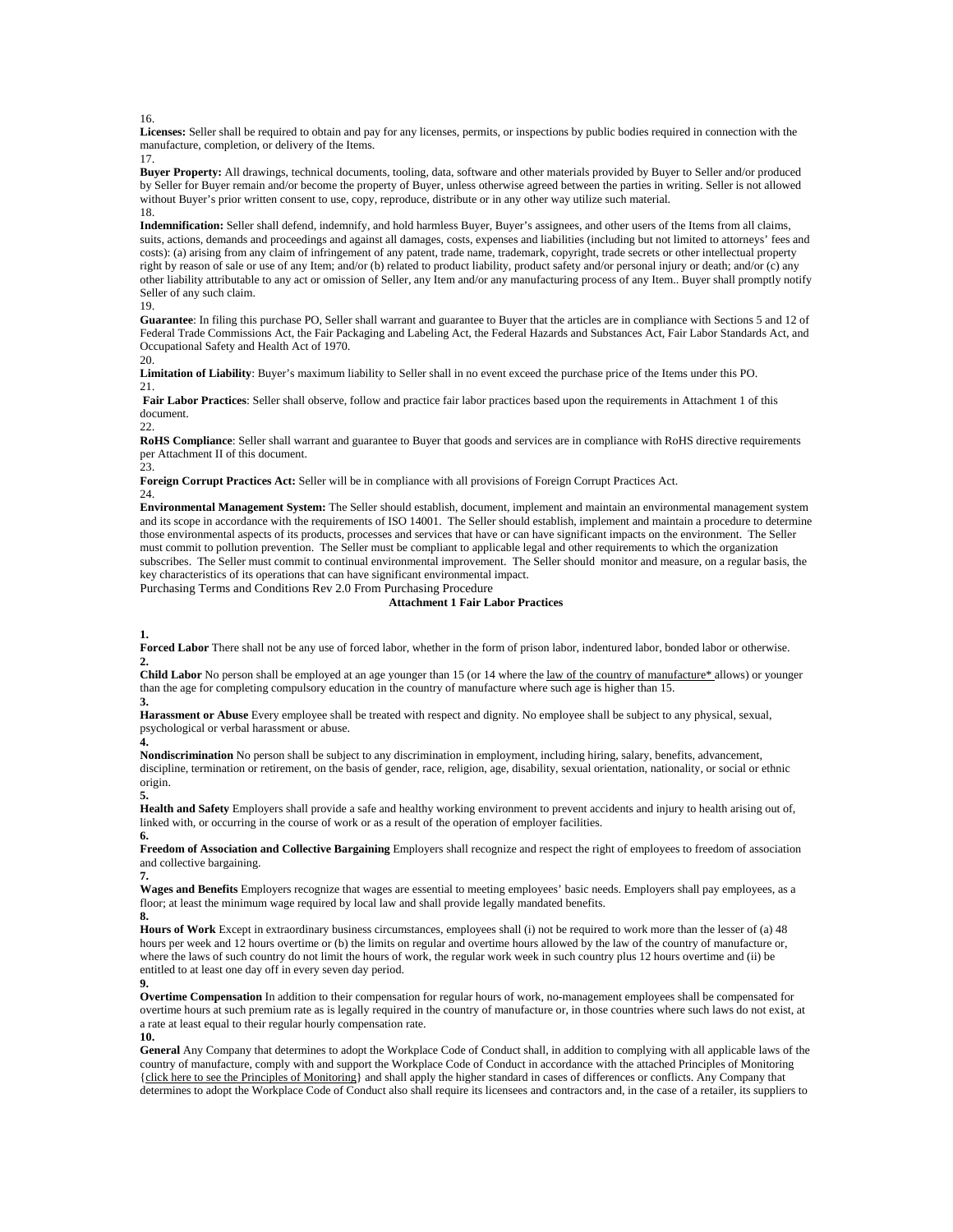16.

**Licenses:** Seller shall be required to obtain and pay for any licenses, permits, or inspections by public bodies required in connection with the manufacture, completion, or delivery of the Items.

17.

**Buyer Property:** All drawings, technical documents, tooling, data, software and other materials provided by Buyer to Seller and/or produced by Seller for Buyer remain and/or become the property of Buyer, unless otherwise agreed between the parties in writing. Seller is not allowed without Buyer's prior written consent to use, copy, reproduce, distribute or in any other way utilize such material.

18.

**Indemnification:** Seller shall defend, indemnify, and hold harmless Buyer, Buyer's assignees, and other users of the Items from all claims, suits, actions, demands and proceedings and against all damages, costs, expenses and liabilities (including but not limited to attorneys' fees and costs): (a) arising from any claim of infringement of any patent, trade name, trademark, copyright, trade secrets or other intellectual property right by reason of sale or use of any Item; and/or (b) related to product liability, product safety and/or personal injury or death; and/or (c) any other liability attributable to any act or omission of Seller, any Item and/or any manufacturing process of any Item.. Buyer shall promptly notify Seller of any such claim.

19.

**Guarantee**: In filing this purchase PO, Seller shall warrant and guarantee to Buyer that the articles are in compliance with Sections 5 and 12 of Federal Trade Commissions Act, the Fair Packaging and Labeling Act, the Federal Hazards and Substances Act, Fair Labor Standards Act, and Occupational Safety and Health Act of 1970.

20.

**Limitation of Liability**: Buyer's maximum liability to Seller shall in no event exceed the purchase price of the Items under this PO.

21.

**Fair Labor Practices**: Seller shall observe, follow and practice fair labor practices based upon the requirements in Attachment 1 of this document.

22.

**RoHS Compliance**: Seller shall warrant and guarantee to Buyer that goods and services are in compliance with RoHS directive requirements per Attachment II of this document.

23.

**Foreign Corrupt Practices Act:** Seller will be in compliance with all provisions of Foreign Corrupt Practices Act.

24.

**Environmental Management System:** The Seller should establish, document, implement and maintain an environmental management system and its scope in accordance with the requirements of ISO 14001. The Seller should establish, implement and maintain a procedure to determine those environmental aspects of its products, processes and services that have or can have significant impacts on the environment. The Seller must commit to pollution prevention. The Seller must be compliant to applicable legal and other requirements to which the organization subscribes. The Seller must commit to continual environmental improvement. The Seller should monitor and measure, on a regular basis, the key characteristics of its operations that can have significant environmental impact.

Purchasing Terms and Conditions Rev 2.0 From Purchasing Procedure

**Attachment 1 Fair Labor Practices**

**1.**

**Forced Labor** There shall not be any use of forced labor, whether in the form of prison labor, indentured labor, bonded labor or otherwise.

**2.**

**Child Labor** No person shall be employed at an age younger than 15 (or 14 where the law of the country of manufacture* allows) or younger than the age for completing compulsory education in the country of manufacture where such age is higher than 15.

**3.**

**Harassment or Abuse** Every employee shall be treated with respect and dignity. No employee shall be subject to any physical, sexual, psychological or verbal harassment or abuse.

**4.**

**Nondiscrimination** No person shall be subject to any discrimination in employment, including hiring, salary, benefits, advancement, discipline, termination or retirement, on the basis of gender, race, religion, age, disability, sexual orientation, nationality, or social or ethnic origin.

**5.**

**Health and Safety** Employers shall provide a safe and healthy working environment to prevent accidents and injury to health arising out of, linked with, or occurring in the course of work or as a result of the operation of employer facilities.

**6.**

**Freedom of Association and Collective Bargaining** Employers shall recognize and respect the right of employees to freedom of association and collective bargaining.

**7.**

**Wages and Benefits** Employers recognize that wages are essential to meeting employees' basic needs. Employers shall pay employees, as a floor; at least the minimum wage required by local law and shall provide legally mandated benefits.

**8.**

**Hours of Work** Except in extraordinary business circumstances, employees shall (i) not be required to work more than the lesser of (a) 48 hours per week and 12 hours overtime or (b) the limits on regular and overtime hours allowed by the law of the country of manufacture or, where the laws of such country do not limit the hours of work, the regular work week in such country plus 12 hours overtime and (ii) be entitled to at least one day off in every seven day period.

**9.**

**Overtime Compensation** In addition to their compensation for regular hours of work, no-management employees shall be compensated for overtime hours at such premium rate as is legally required in the country of manufacture or, in those countries where such laws do not exist, at a rate at least equal to their regular hourly compensation rate.

**10.**

**General** Any Company that determines to adopt the Workplace Code of Conduct shall, in addition to complying with all applicable laws of the country of manufacture, comply with and support the Workplace Code of Conduct in accordance with the attached Principles of Monitoring {click here to see the Principles of Monitoring} and shall apply the higher standard in cases of differences or conflicts. Any Company that determines to adopt the Workplace Code of Conduct also shall require its licensees and contractors and, in the case of a retailer, its suppliers to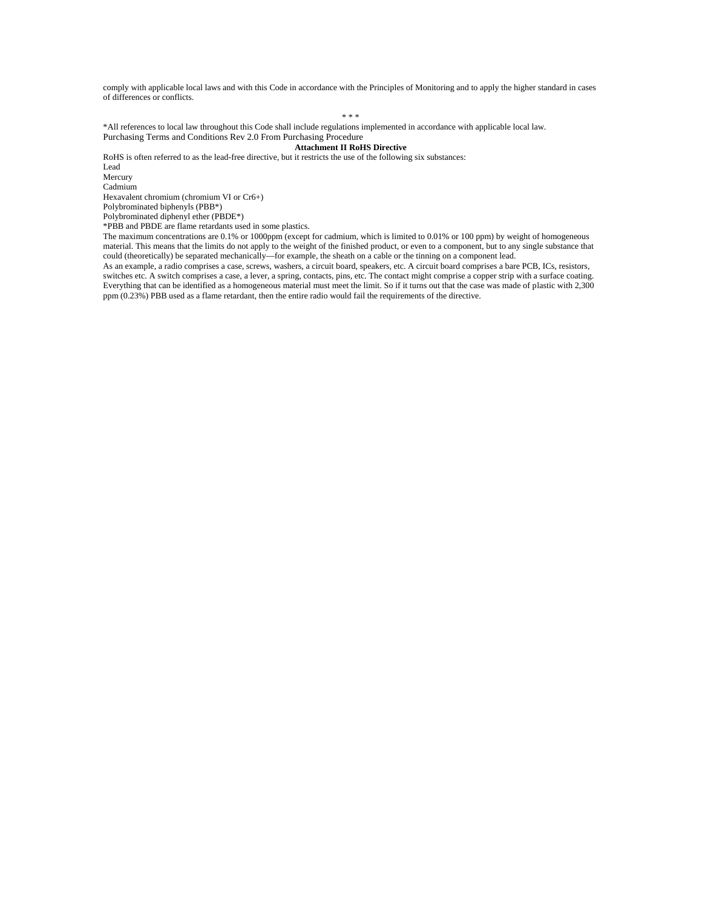comply with applicable local laws and with this Code in accordance with the Principles of Monitoring and to apply the higher standard in cases of differences or conflicts.

\* \* \*

\*All references to local law throughout this Code shall include regulations implemented in accordance with applicable local law.

Purchasing Terms and Conditions Rev 2.0 From Purchasing Procedure

**Attachment II RoHS Directive**

RoHS is often referred to as the lead-free directive, but it restricts the use of the following six substances:

Lead

Mercury

Cadmium

Hexavalent chromium (chromium VI or $Cr^{6+}$)

Polybrominated biphenyls (PBB\*)

Polybrominated diphenyl ether (PBDE\*)

\*PBB and PBDE are flame retardants used in some plastics.

The maximum concentrations are 0.1% or 1000ppm (except for cadmium, which is limited to 0.01% or 100 ppm) by weight of homogeneous material. This means that the limits do not apply to the weight of the finished product, or even to a component, but to any single substance that could (theoretically) be separated mechanically—for example, the sheath on a cable or the tinning on a component lead.

As an example, a radio comprises a case, screws, washers, a circuit board, speakers, etc. A circuit board comprises a bare PCB, ICs, resistors, switches etc. A switch comprises a case, a lever, a spring, contacts, pins, etc. The contact might comprise a copper strip with a surface coating. Everything that can be identified as a homogeneous material must meet the limit. So if it turns out that the case was made of plastic with 2,300 ppm (0.23%) PBB used as a flame retardant, then the entire radio would fail the requirements of the directive.